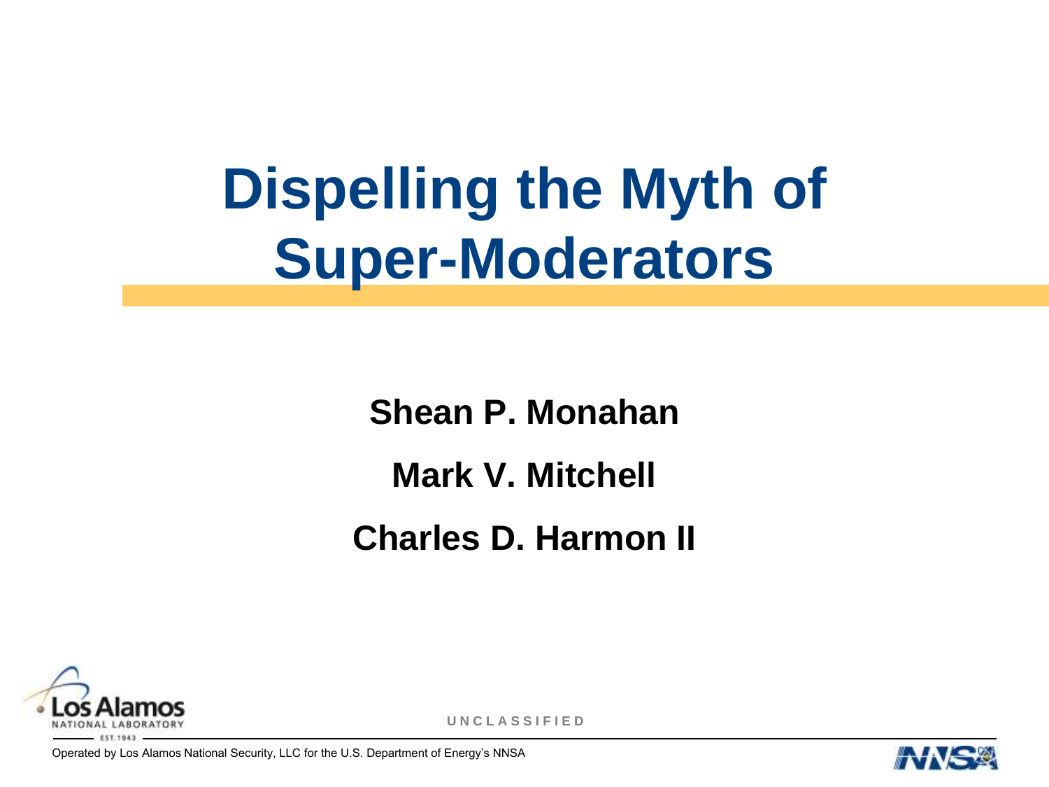# Dispelling the Myth of Super-Moderators

**Shean P. Monahan**

**Mark V. Mitchell**

**Charles D. Harmon II**

UNCLASSIFIED

Operated by Los Alamos National Security, LLC for the U.S. Department of Energy's NNSA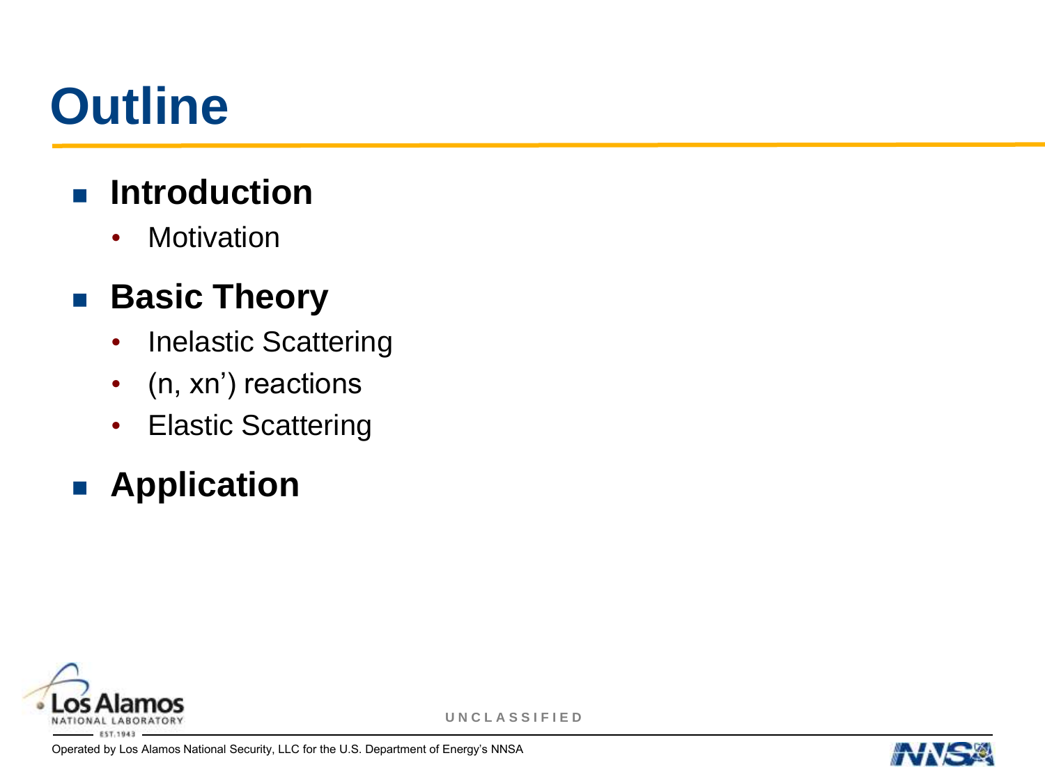# Outline

- **Introduction**
  - Motivation
- **Basic Theory**
  - Inelastic Scattering
  - (n, xn') reactions
  - Elastic Scattering
- **Application**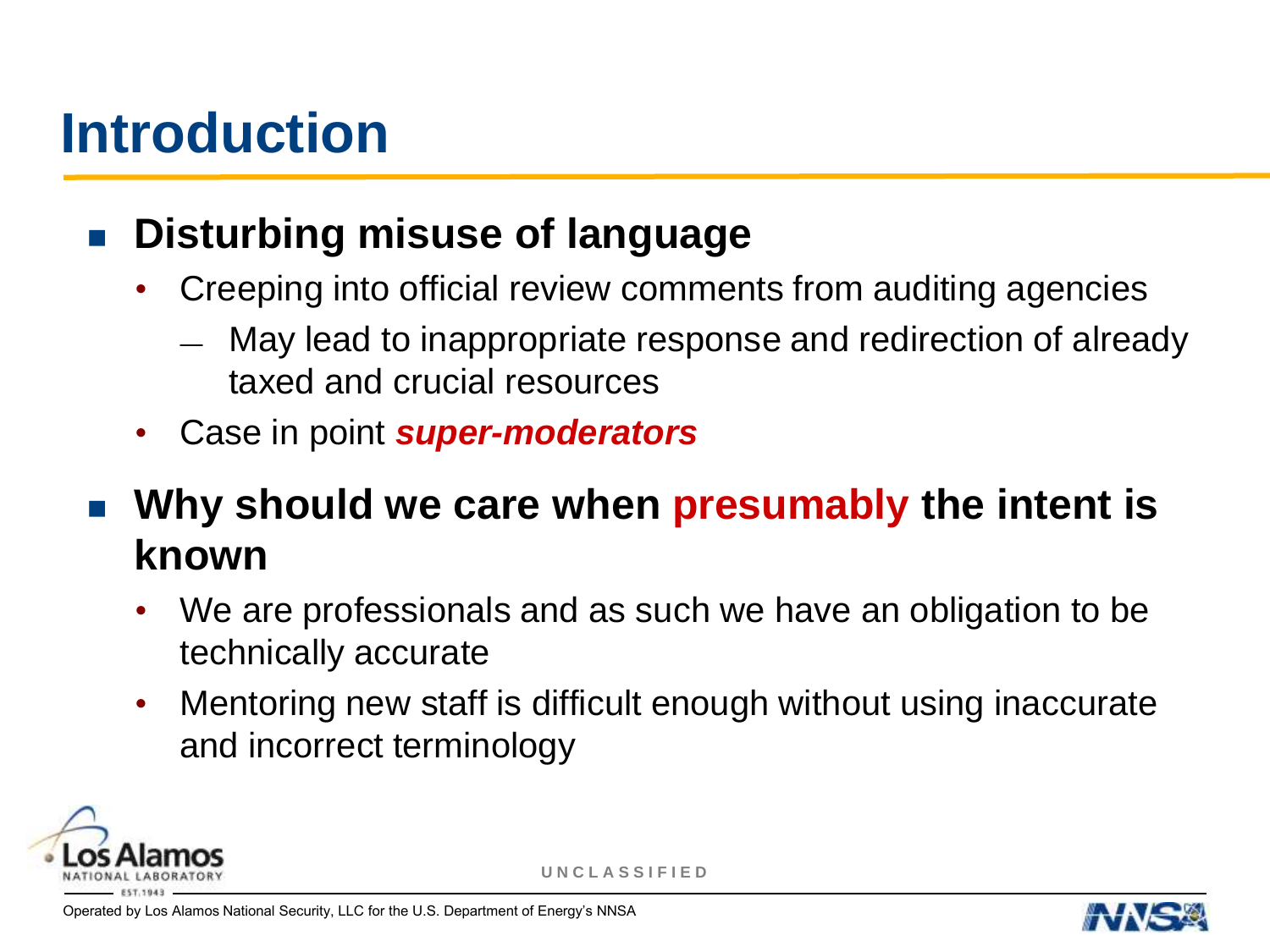# Introduction

- **Disturbing misuse of language**
  - Creeping into official review comments from auditing agencies
    - May lead to inappropriate response and redirection of already taxed and crucial resources
  - Case in point ***super-moderators***
- **Why should we care when presumably the intent is known**
  - We are professionals and as such we have an obligation to be technically accurate
  - Mentoring new staff is difficult enough without using inaccurate and incorrect terminology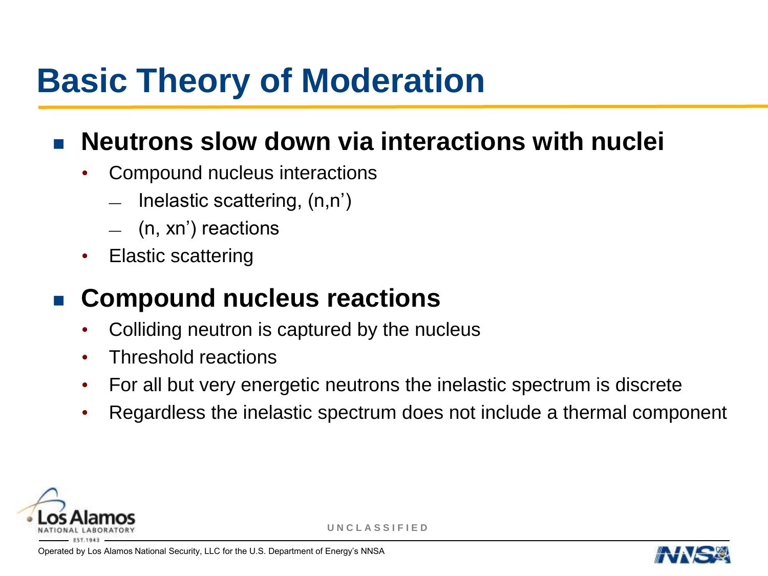# Basic Theory of Moderation

- **Neutrons slow down via interactions with nuclei**
  - Compound nucleus interactions
    - Inelastic scattering, (n,n’)
    - (n, xn’) reactions
  - Elastic scattering

- **Compound nucleus reactions**
  - Colliding neutron is captured by the nucleus
  - Threshold reactions
  - For all but very energetic neutrons the inelastic spectrum is discrete
  - Regardless the inelastic spectrum does not include a thermal component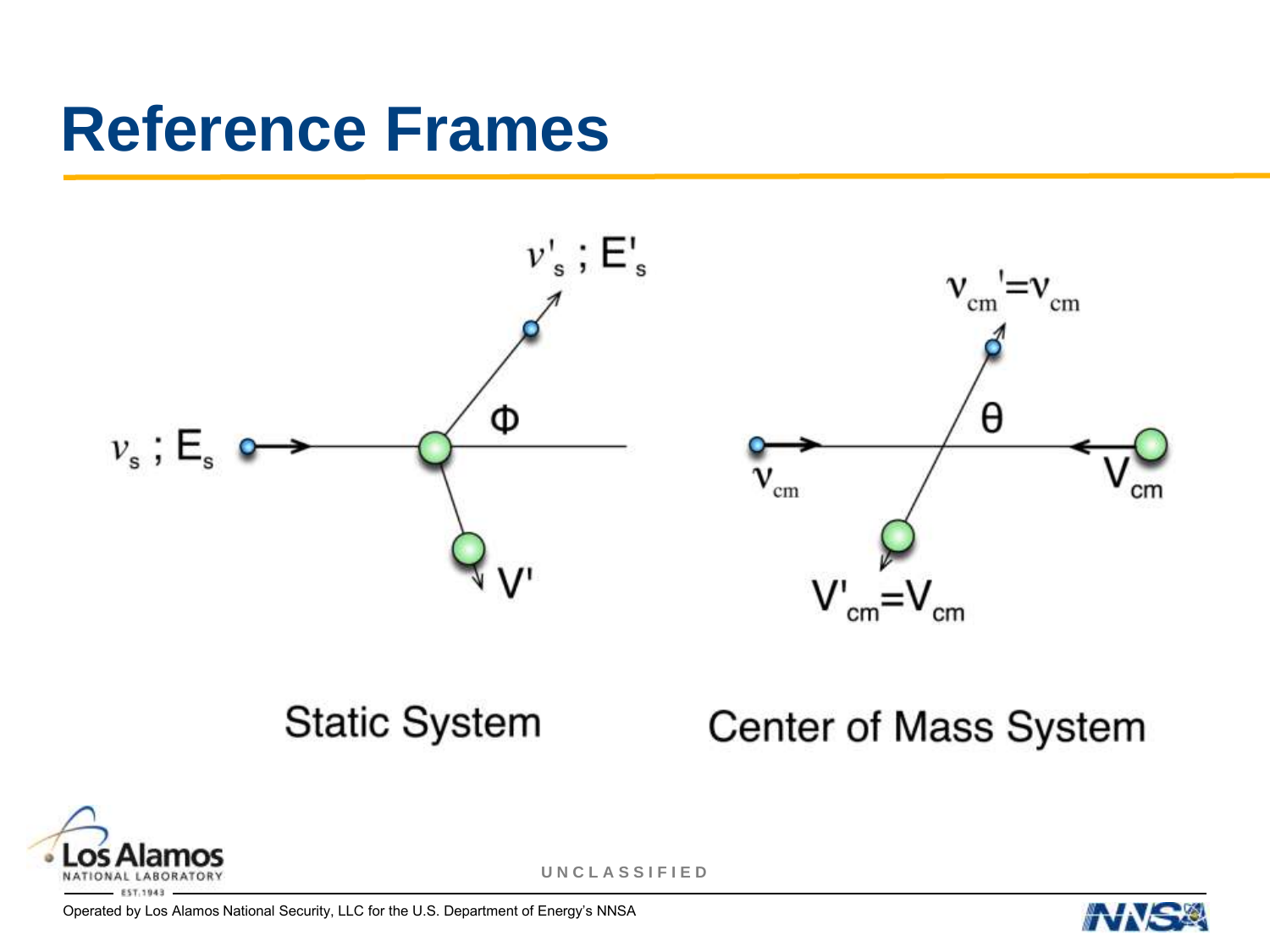# Reference Frames

$\nu'_s$ ; $E'_s$

$\nu_s$ ; $E_s$

$\Phi$

$V'$

$\nu_{cm}' = \nu_{cm}$

$\theta$

$\nu_{cm}$

$V_{cm}$

$V'_{cm} = V_{cm}$

Static System

Center of Mass System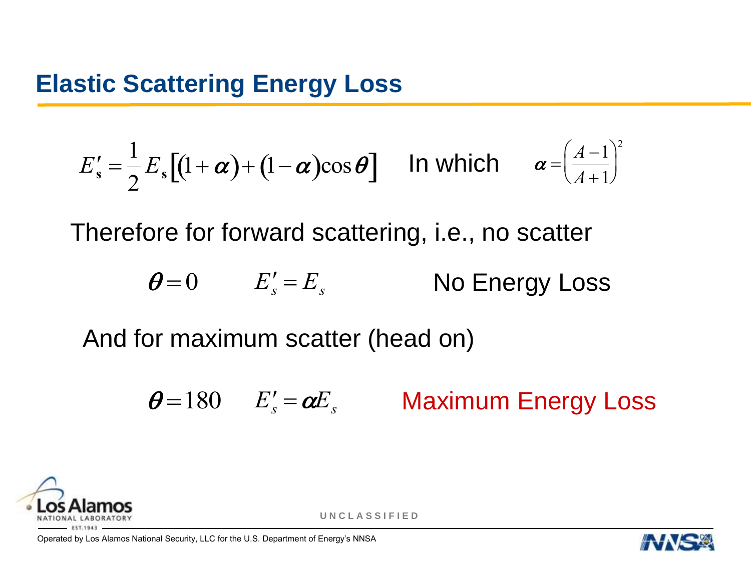## Elastic Scattering Energy Loss

$$E'_s = \frac{1}{2} E_s \left[ (1+\alpha) + (1-\alpha)\cos\theta \right] \quad \text{In which} \quad \alpha = \left( \frac{A-1}{A+1} \right)^2$$

Therefore for forward scattering, i.e., no scatter

$$\theta = 0 \qquad E'_s = E_s \qquad \text{No Energy Loss}$$

And for maximum scatter (head on)

$$\theta = 180 \qquad E'_s = \alpha E_s \qquad \text{Maximum Energy Loss}$$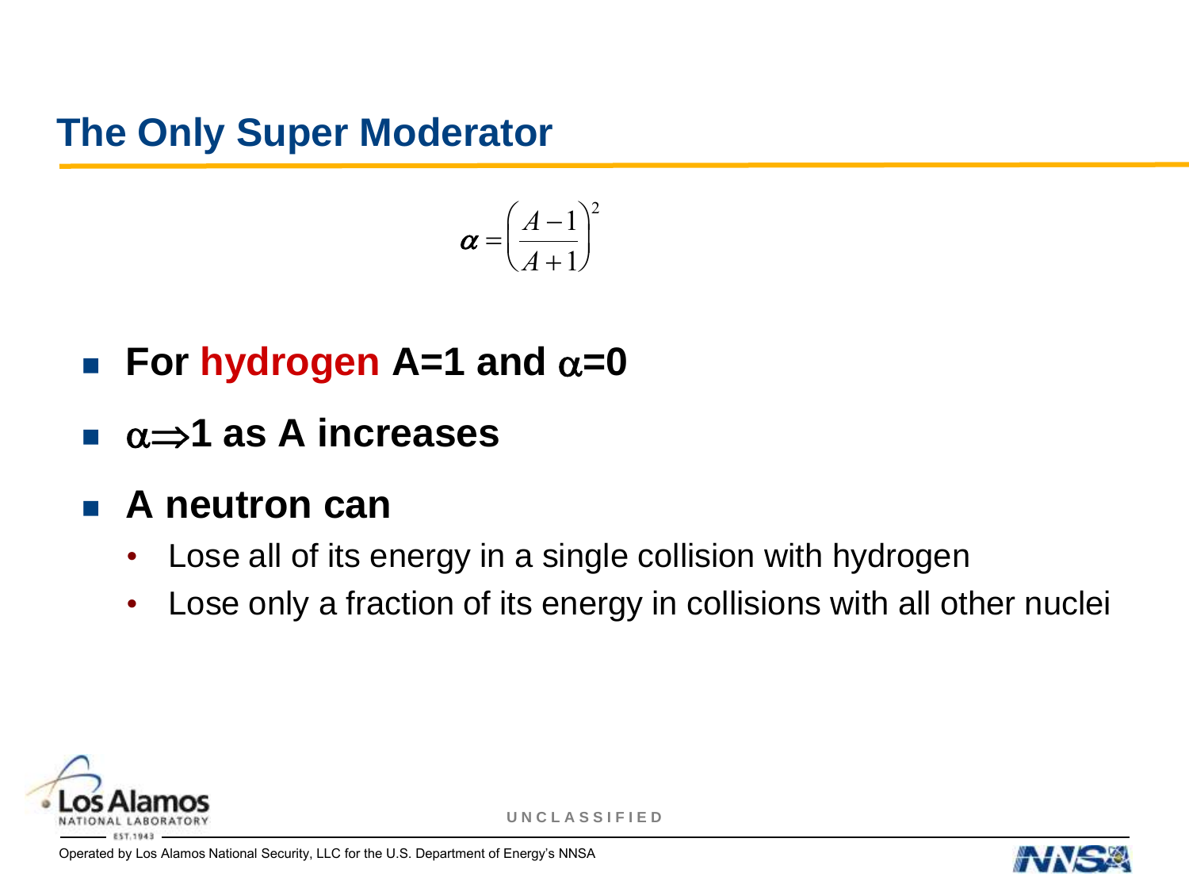# The Only Super Moderator

$$\alpha = \left(\frac{A-1}{A+1}\right)^2$$

- **For hydrogen A=1 and $\alpha$=0**
- **$\alpha \Rightarrow 1$ as A increases**
- **A neutron can**
  - Lose all of its energy in a single collision with hydrogen
  - Lose only a fraction of its energy in collisions with all other nuclei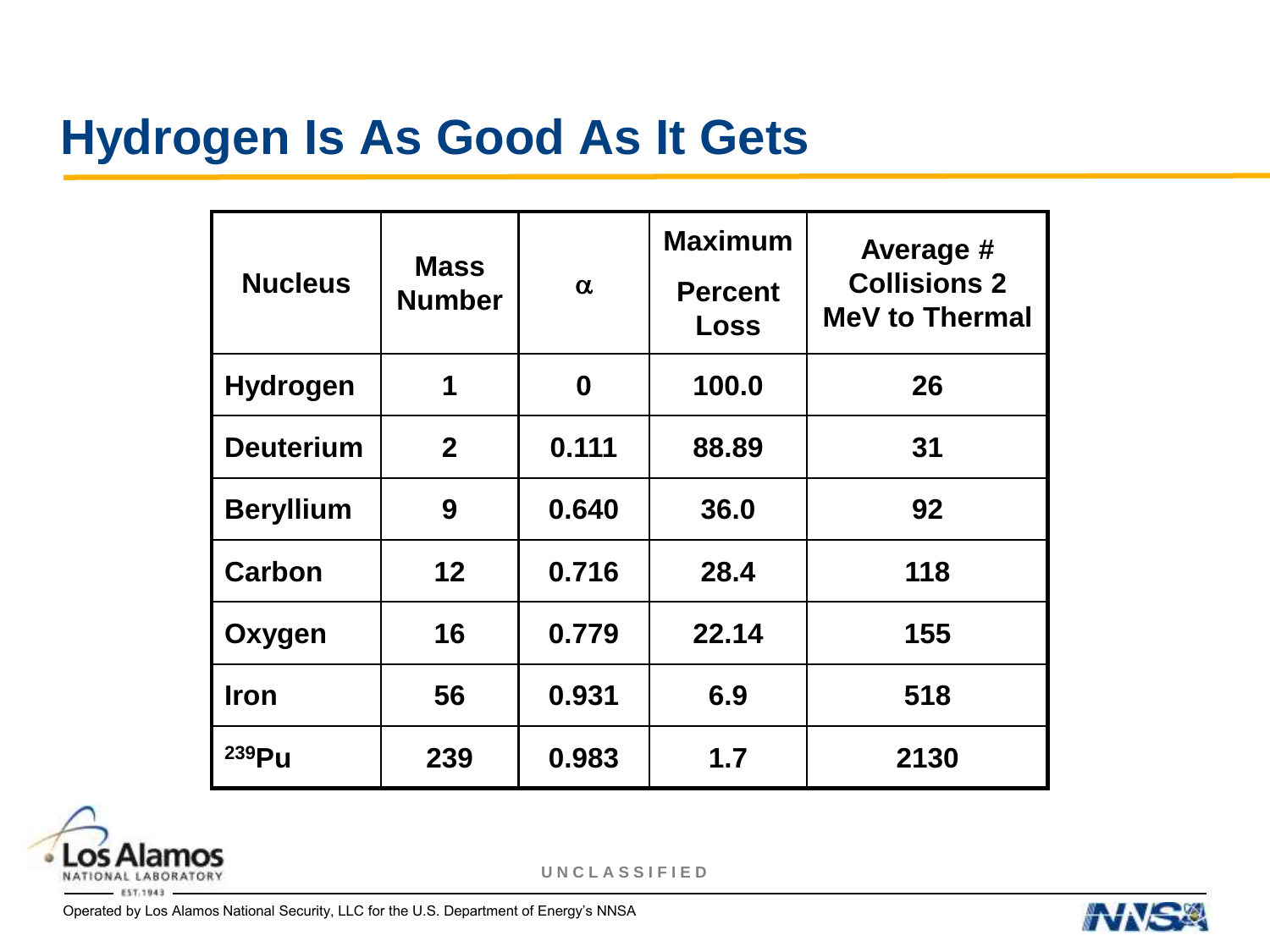# Hydrogen Is As Good As It Gets

| Nucleus | Mass Number | $\alpha$ | Maximum Percent Loss | Average # Collisions 2 MeV to Thermal |
|---|---|---|---|---|
| Hydrogen | 1 | 0 | 100.0 | 26 |
| Deuterium | 2 | 0.111 | 88.89 | 31 |
| Beryllium | 9 | 0.640 | 36.0 | 92 |
| Carbon | 12 | 0.716 | 28.4 | 118 |
| Oxygen | 16 | 0.779 | 22.14 | 155 |
| Iron | 56 | 0.931 | 6.9 | 518 |
| $^{239}$Pu | 239 | 0.983 | 1.7 | 2130 |

UNCLASSIFIED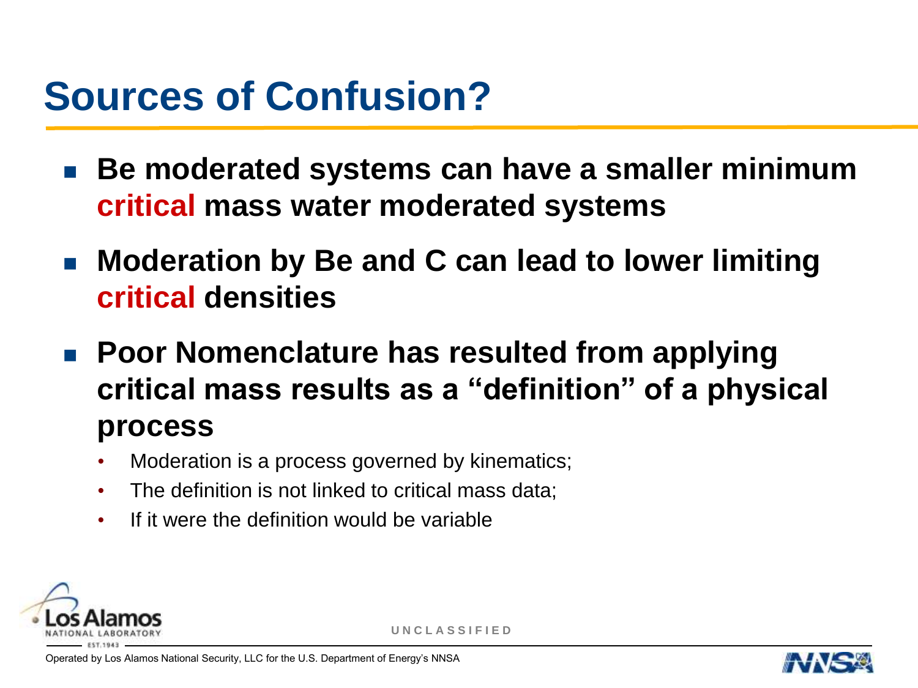# Sources of Confusion?

- **Be moderated systems can have a smaller minimum critical mass water moderated systems**
- **Moderation by Be and C can lead to lower limiting critical densities**
- **Poor Nomenclature has resulted from applying critical mass results as a "definition" of a physical process**
  - Moderation is a process governed by kinematics;
  - The definition is not linked to critical mass data;
  - If it were the definition would be variable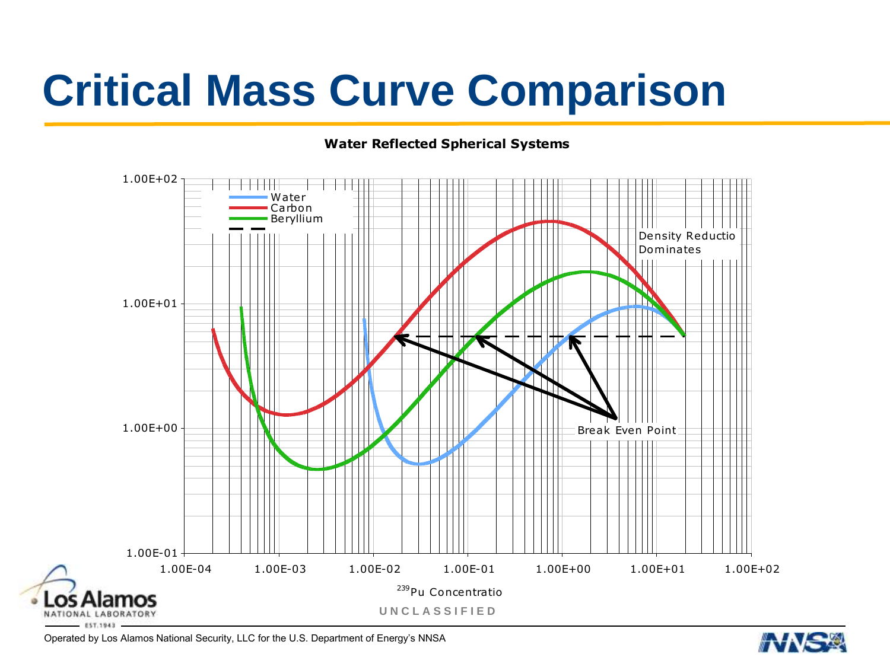# Critical Mass Curve Comparison

**Water Reflected Spherical Systems**

- Water
- Carbon
- Beryllium

Density Reductio Dominates

Break Even Point

$^{239}$Pu Concentratio

UNCLASSIFIED

Operated by Los Alamos National Security, LLC for the U.S. Department of Energy's NNSA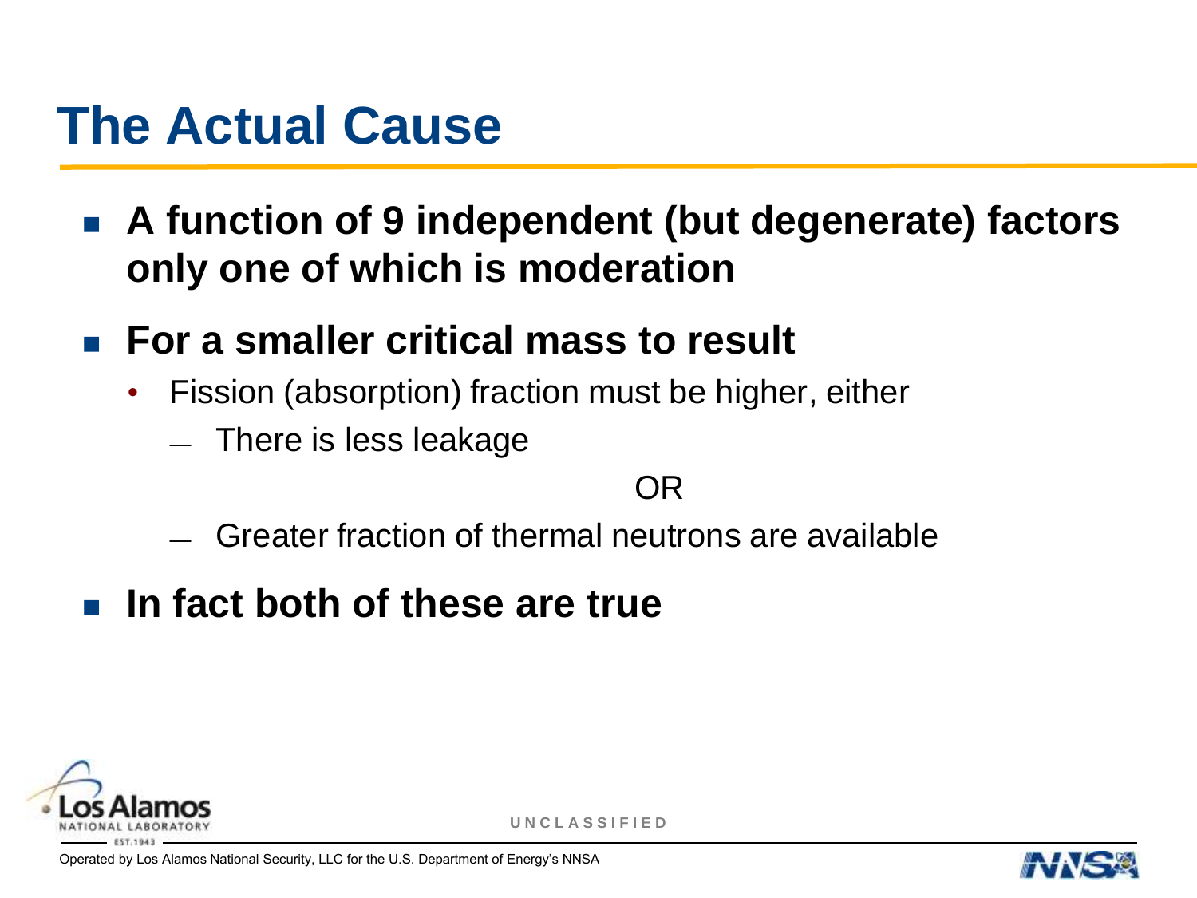# The Actual Cause

- **A function of 9 independent (but degenerate) factors only one of which is moderation**
- **For a smaller critical mass to result**
  - Fission (absorption) fraction must be higher, either
    - There is less leakage

      OR

    - Greater fraction of thermal neutrons are available
- **In fact both of these are true**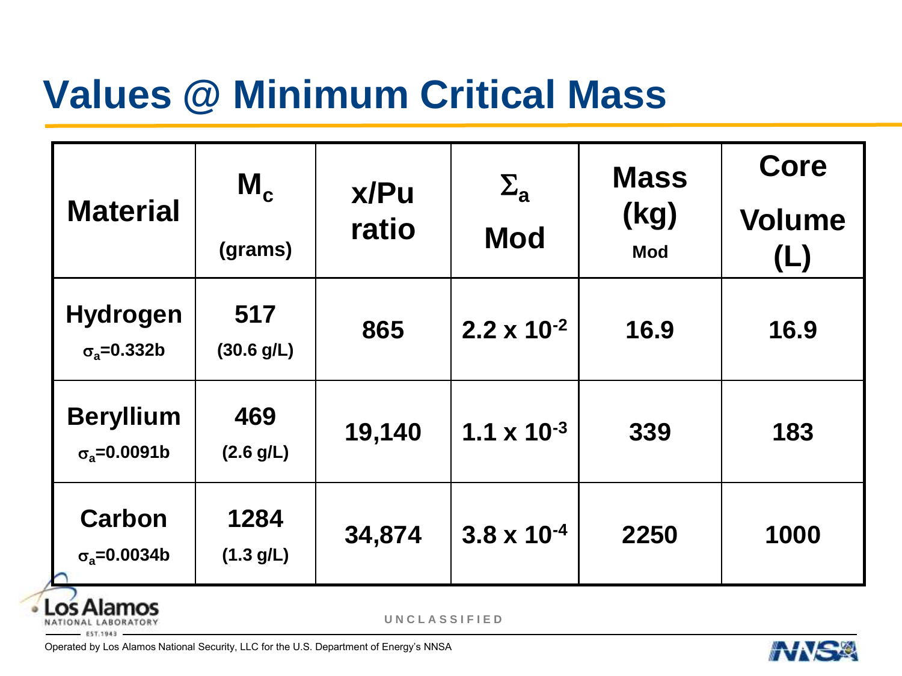# Values @ Minimum Critical Mass

| Material | $M_c$ (grams) | x/Pu ratio | $\Sigma_a$ Mod | Mass (kg) Mod | Core Volume (L) |
|---|---|---|---|---|---|
| Hydrogen $\sigma_a$=0.332b | 517 (30.6 g/L) | 865 | $2.2 \times 10^{-2}$ | 16.9 | 16.9 |
| Beryllium $\sigma_a$=0.0091b | 469 (2.6 g/L) | 19,140 | $1.1 \times 10^{-3}$ | 339 | 183 |
| Carbon $\sigma_a$=0.0034b | 1284 (1.3 g/L) | 34,874 | $3.8 \times 10^{-4}$ | 2250 | 1000 |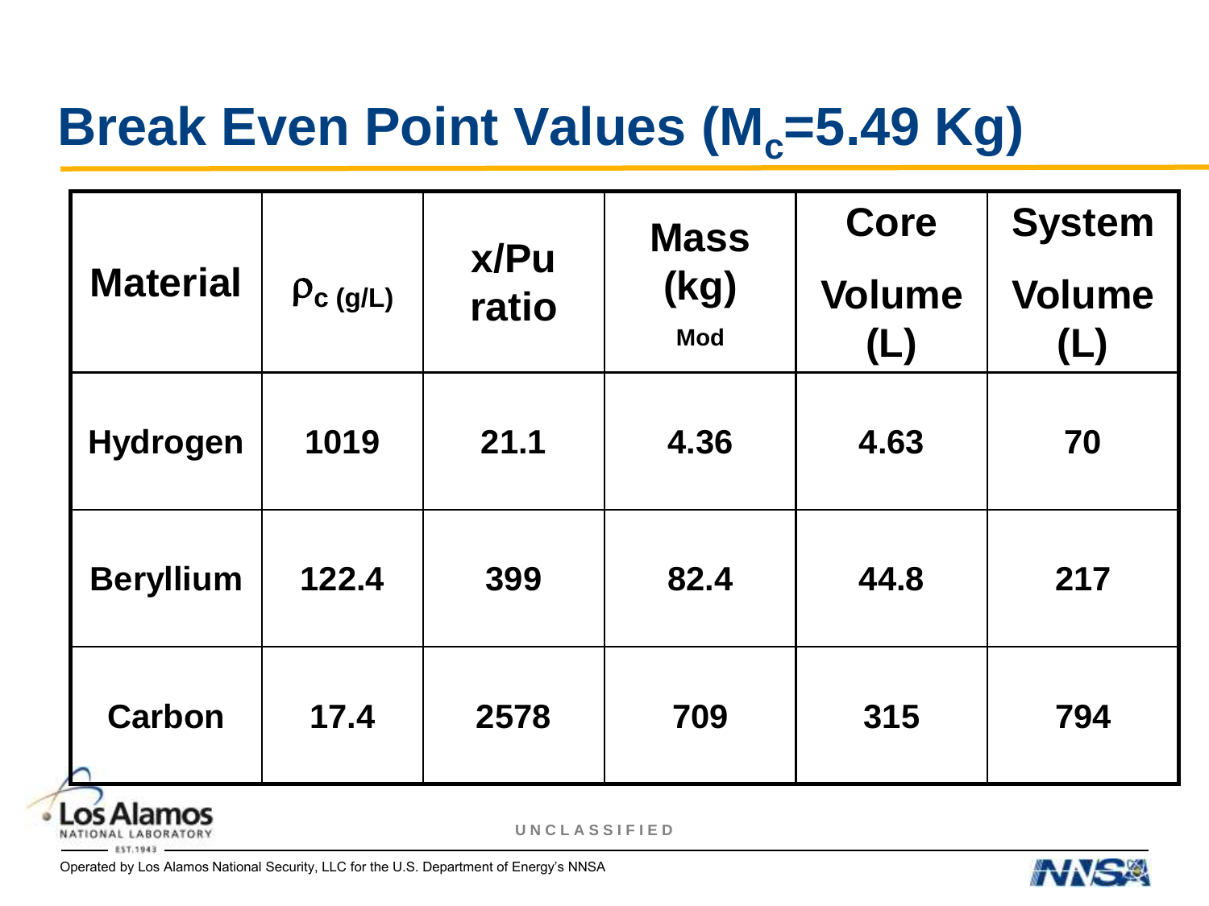# Break Even Point Values ($M_c$=5.49 Kg)

| Material | $\rho_{c\ (g/L)}$ | x/Pu ratio | Mass (kg) Mod | Core Volume (L) | System Volume (L) |
|---|---|---|---|---|---|
| Hydrogen | 1019 | 21.1 | 4.36 | 4.63 | 70 |
| Beryllium | 122.4 | 399 | 82.4 | 44.8 | 217 |
| Carbon | 17.4 | 2578 | 709 | 315 | 794 |

UNCLASSIFIED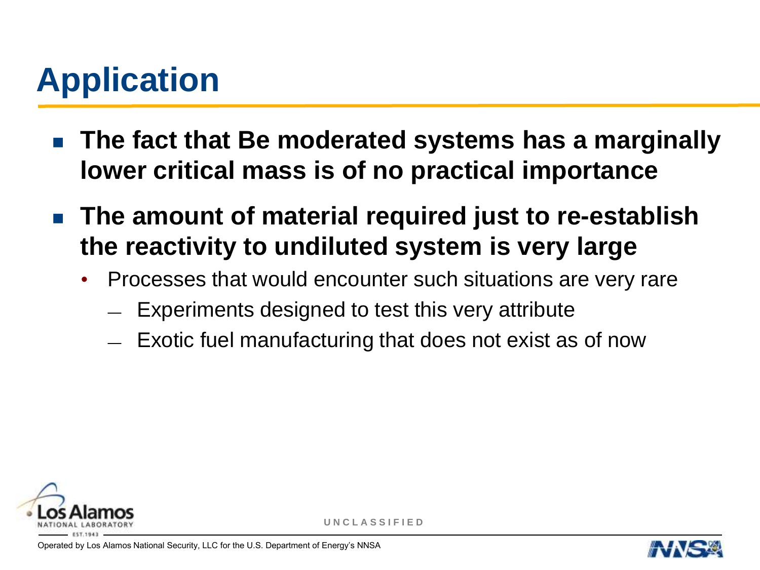# Application

- **The fact that Be moderated systems has a marginally lower critical mass is of no practical importance**
- **The amount of material required just to re-establish the reactivity to undiluted system is very large**
  - Processes that would encounter such situations are very rare
    - Experiments designed to test this very attribute
    - Exotic fuel manufacturing that does not exist as of now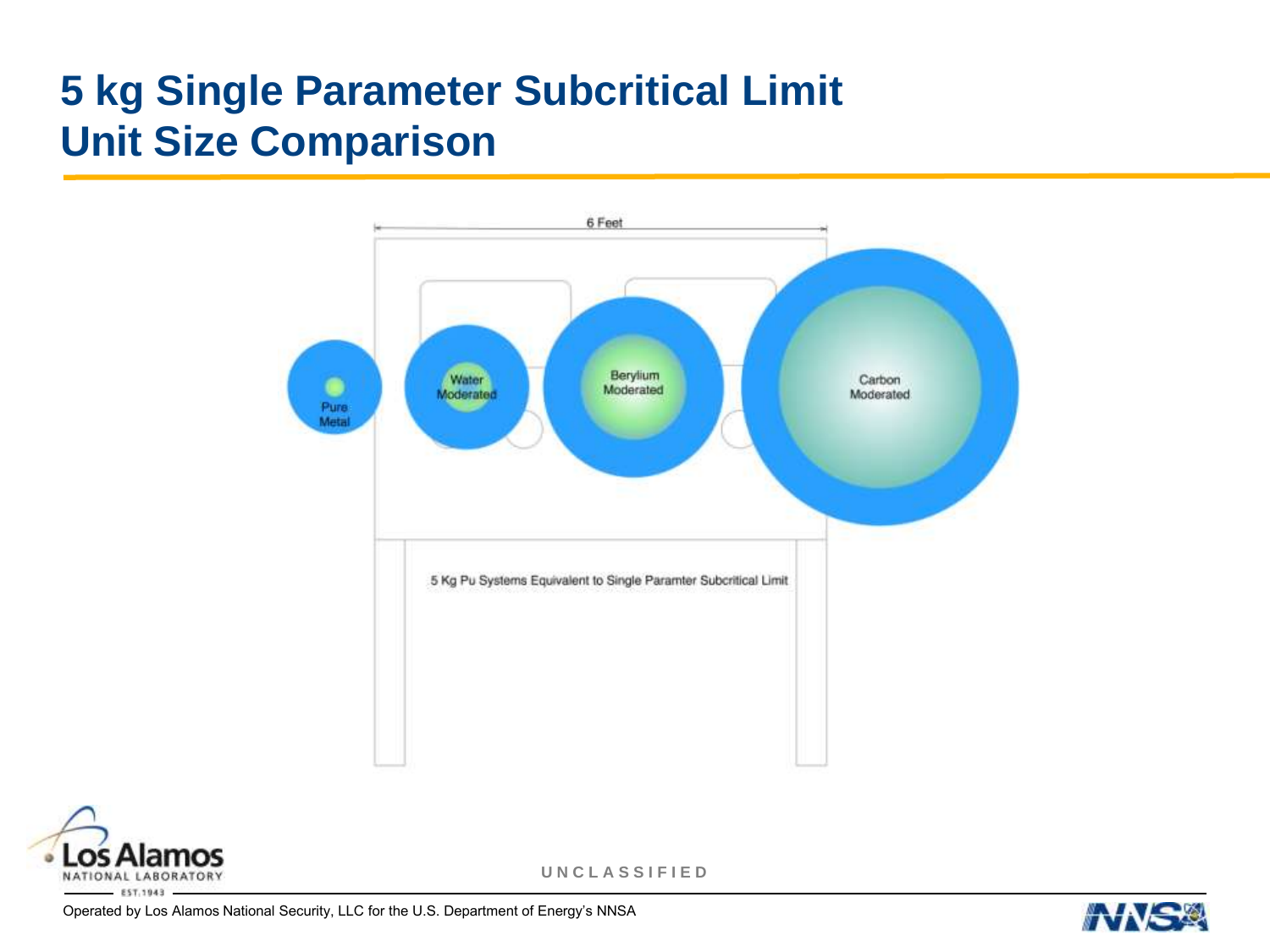# 5 kg Single Parameter Subcritical Limit Unit Size Comparison

6 Feet

Pure Metal

Water Moderated

Berylium Moderated

Carbon Moderated

5 Kg Pu Systems Equivalent to Single Paramter Subcritical Limit

UNCLASSIFIED

Operated by Los Alamos National Security, LLC for the U.S. Department of Energy's NNSA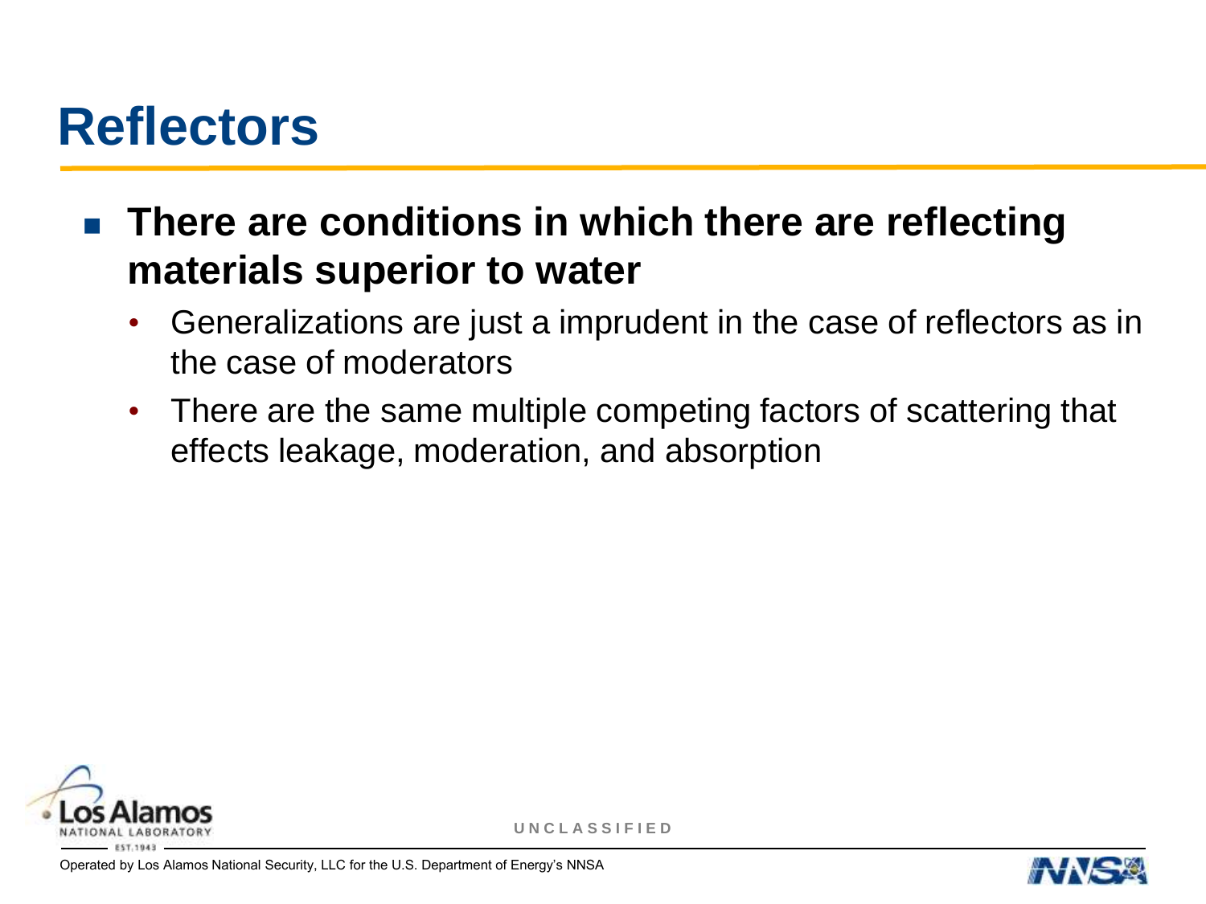# Reflectors

- **There are conditions in which there are reflecting materials superior to water**
  - Generalizations are just a imprudent in the case of reflectors as in the case of moderators
  - There are the same multiple competing factors of scattering that effects leakage, moderation, and absorption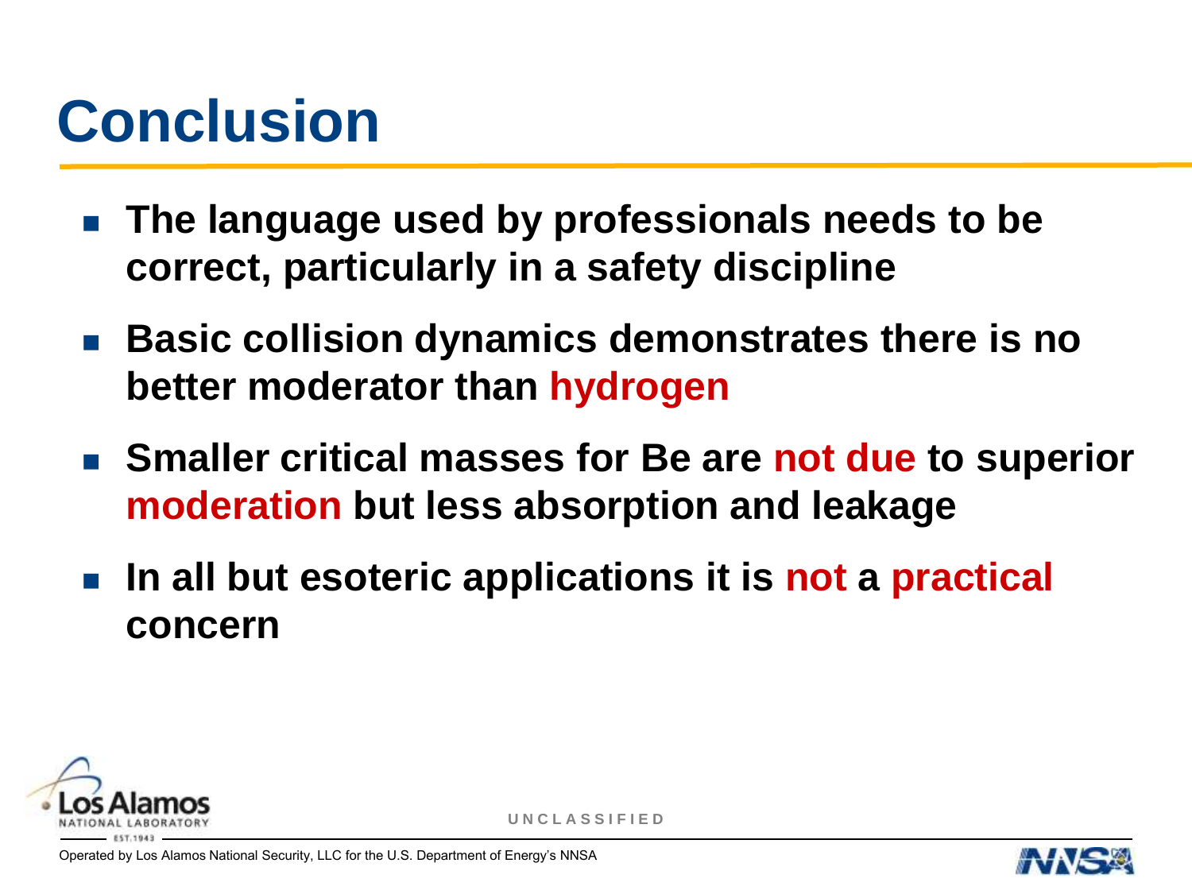# Conclusion

- **The language used by professionals needs to be correct, particularly in a safety discipline**
- **Basic collision dynamics demonstrates there is no better moderator than hydrogen**
- **Smaller critical masses for Be are not due to superior moderation but less absorption and leakage**
- **In all but esoteric applications it is not a practical concern**